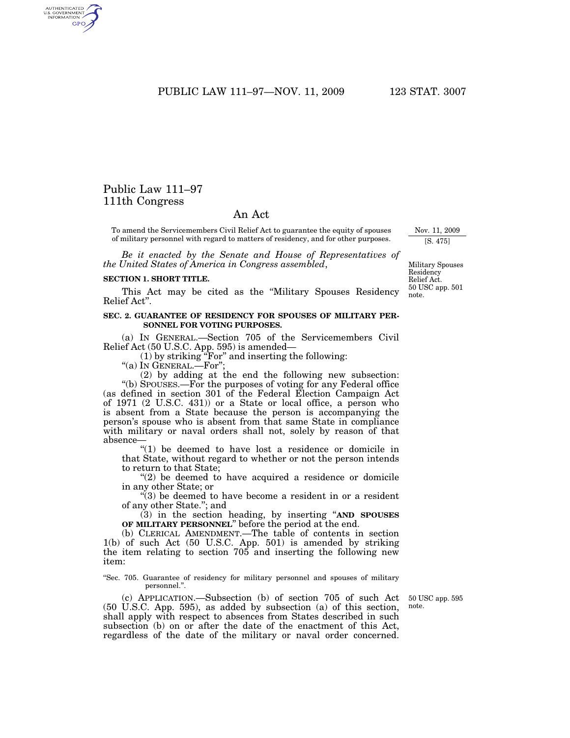# Public Law 111–97
## 111th Congress

## An Act

To amend the Servicemembers Civil Relief Act to guarantee the equity of spouses of military personnel with regard to matters of residency, and for other purposes.

Nov. 11, 2009

[S. 475]

*Be it enacted by the Senate and House of Representatives of the United States of America in Congress assembled*,

Military Spouses Residency Relief Act.
50 USC app. 501 note.

**SECTION 1. SHORT TITLE.**

This Act may be cited as the "Military Spouses Residency Relief Act".

**SEC. 2. GUARANTEE OF RESIDENCY FOR SPOUSES OF MILITARY PERSONNEL FOR VOTING PURPOSES.**

(a) IN GENERAL.—Section 705 of the Servicemembers Civil Relief Act (50 U.S.C. App. 595) is amended—

(1) by striking "For" and inserting the following:

"(a) IN GENERAL.—For";

(2) by adding at the end the following new subsection:

"(b) SPOUSES.—For the purposes of voting for any Federal office (as defined in section 301 of the Federal Election Campaign Act of 1971 (2 U.S.C. 431)) or a State or local office, a person who is absent from a State because the person is accompanying the person's spouse who is absent from that same State in compliance with military or naval orders shall not, solely by reason of that absence—

"(1) be deemed to have lost a residence or domicile in that State, without regard to whether or not the person intends to return to that State;

"(2) be deemed to have acquired a residence or domicile in any other State; or

"(3) be deemed to have become a resident in or a resident of any other State."; and

(3) in the section heading, by inserting "**AND SPOUSES OF MILITARY PERSONNEL**" before the period at the end.

(b) CLERICAL AMENDMENT.—The table of contents in section 1(b) of such Act (50 U.S.C. App. 501) is amended by striking the item relating to section 705 and inserting the following new item:

"Sec. 705. Guarantee of residency for military personnel and spouses of military personnel.".

50 USC app. 595 note.

(c) APPLICATION.—Subsection (b) of section 705 of such Act (50 U.S.C. App. 595), as added by subsection (a) of this section, shall apply with respect to absences from States described in such subsection (b) on or after the date of the enactment of this Act, regardless of the date of the military or naval order concerned.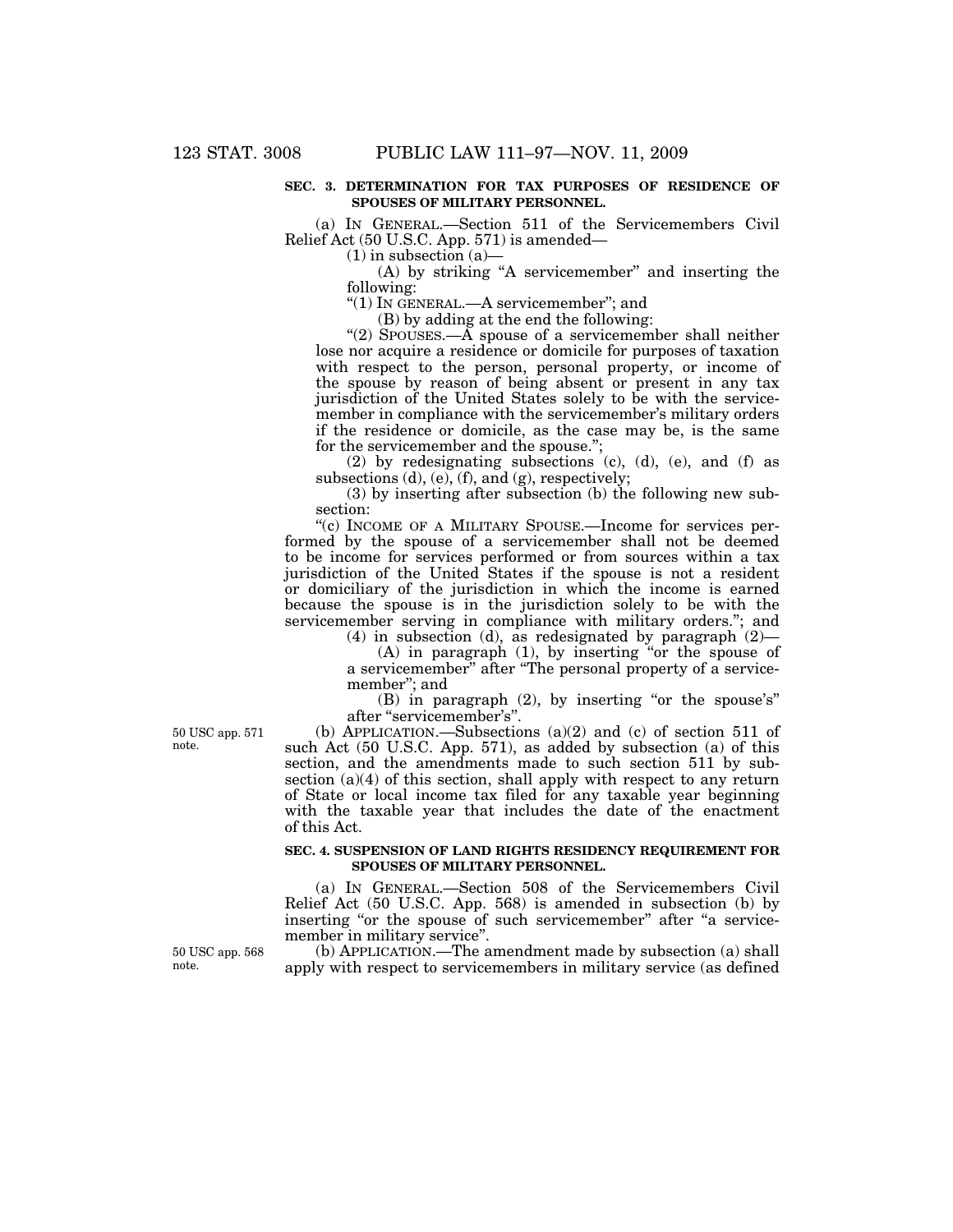**SEC. 3. DETERMINATION FOR TAX PURPOSES OF RESIDENCE OF SPOUSES OF MILITARY PERSONNEL.**

(a) IN GENERAL.—Section 511 of the Servicemembers Civil Relief Act (50 U.S.C. App. 571) is amended—

(1) in subsection (a)—

(A) by striking "A servicemember" and inserting the following:

"(1) IN GENERAL.—A servicemember"; and

(B) by adding at the end the following:

"(2) SPOUSES.—A spouse of a servicemember shall neither lose nor acquire a residence or domicile for purposes of taxation with respect to the person, personal property, or income of the spouse by reason of being absent or present in any tax jurisdiction of the United States solely to be with the servicemember in compliance with the servicemember's military orders if the residence or domicile, as the case may be, is the same for the servicemember and the spouse.";

(2) by redesignating subsections (c), (d), (e), and (f) as subsections (d), (e), (f), and (g), respectively;

(3) by inserting after subsection (b) the following new subsection:

"(c) INCOME OF A MILITARY SPOUSE.—Income for services performed by the spouse of a servicemember shall not be deemed to be income for services performed or from sources within a tax jurisdiction of the United States if the spouse is not a resident or domiciliary of the jurisdiction in which the income is earned because the spouse is in the jurisdiction solely to be with the servicemember serving in compliance with military orders."; and

(4) in subsection (d), as redesignated by paragraph (2)—

(A) in paragraph (1), by inserting "or the spouse of a servicemember" after "The personal property of a servicemember"; and

(B) in paragraph (2), by inserting "or the spouse's" after "servicemember's".

50 USC app. 571 note.

(b) APPLICATION.—Subsections (a)(2) and (c) of section 511 of such Act (50 U.S.C. App. 571), as added by subsection (a) of this section, and the amendments made to such section 511 by subsection (a)(4) of this section, shall apply with respect to any return of State or local income tax filed for any taxable year beginning with the taxable year that includes the date of the enactment of this Act.

**SEC. 4. SUSPENSION OF LAND RIGHTS RESIDENCY REQUIREMENT FOR SPOUSES OF MILITARY PERSONNEL.**

(a) IN GENERAL.—Section 508 of the Servicemembers Civil Relief Act (50 U.S.C. App. 568) is amended in subsection (b) by inserting "or the spouse of such servicemember" after "a servicemember in military service".

50 USC app. 568 note.

(b) APPLICATION.—The amendment made by subsection (a) shall apply with respect to servicemembers in military service (as defined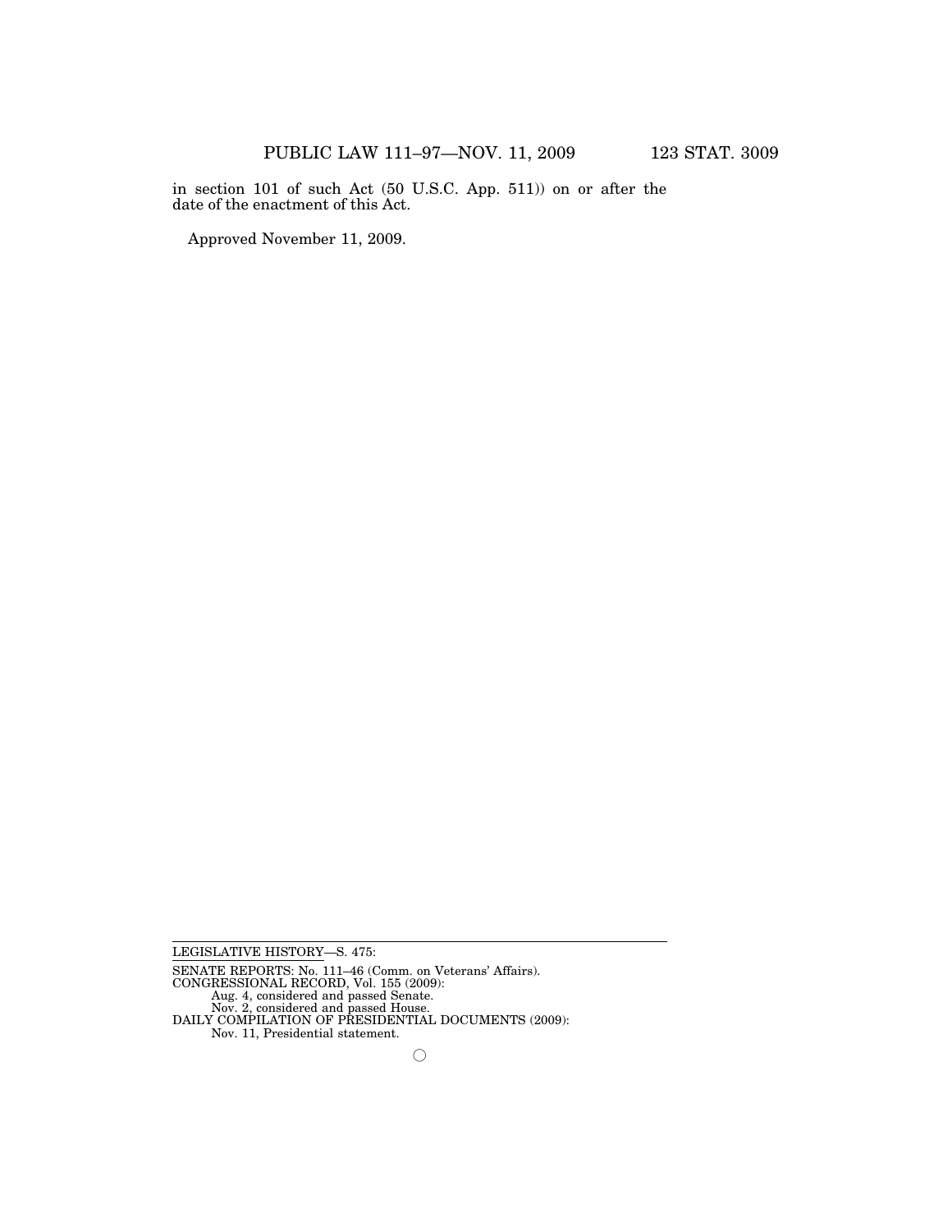in section 101 of such Act (50 U.S.C. App. 511)) on or after the date of the enactment of this Act.

Approved November 11, 2009.

---

LEGISLATIVE HISTORY—S. 475:

SENATE REPORTS: No. 111–46 (Comm. on Veterans' Affairs).
CONGRESSIONAL RECORD, Vol. 155 (2009):
Aug. 4, considered and passed Senate.
Nov. 2, considered and passed House.
DAILY COMPILATION OF PRESIDENTIAL DOCUMENTS (2009):
Nov. 11, Presidential statement.